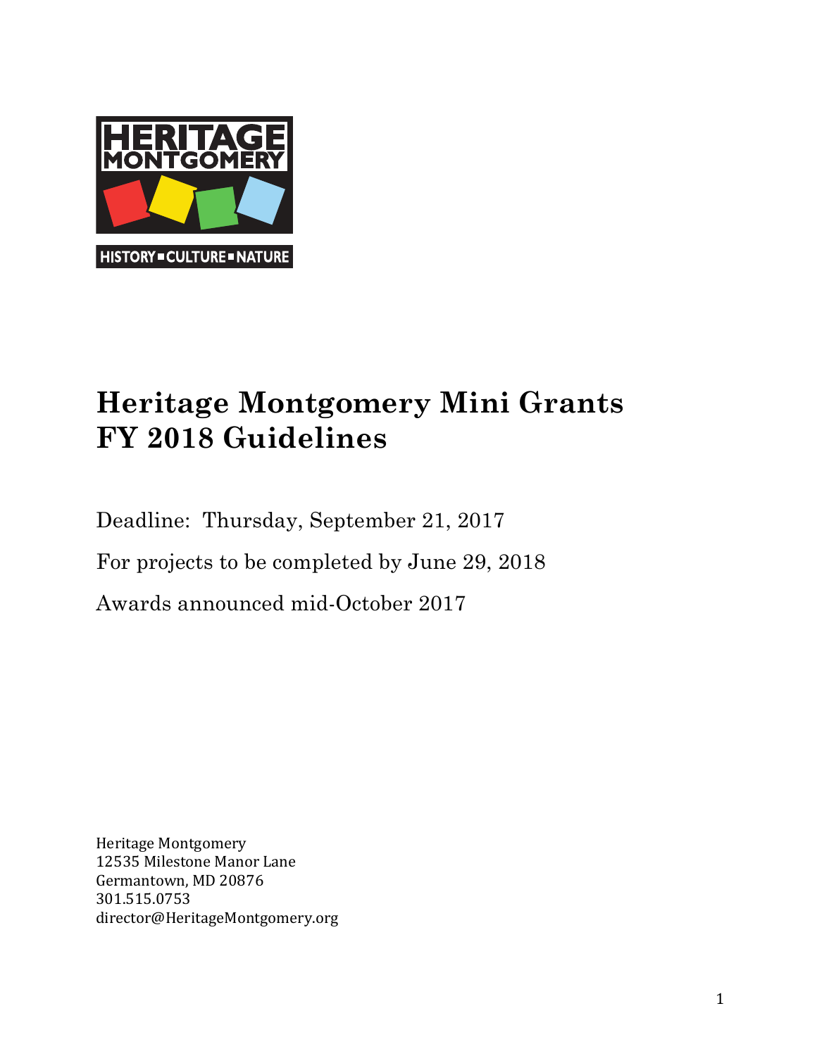HERITAGE MONTGOMERY

HISTORY ▪ CULTURE ▪ NATURE

# Heritage Montgomery Mini Grants FY 2018 Guidelines

Deadline: Thursday, September 21, 2017

For projects to be completed by June 29, 2018

Awards announced mid-October 2017

Heritage Montgomery
12535 Milestone Manor Lane
Germantown, MD 20876
301.515.0753
director@HeritageMontgomery.org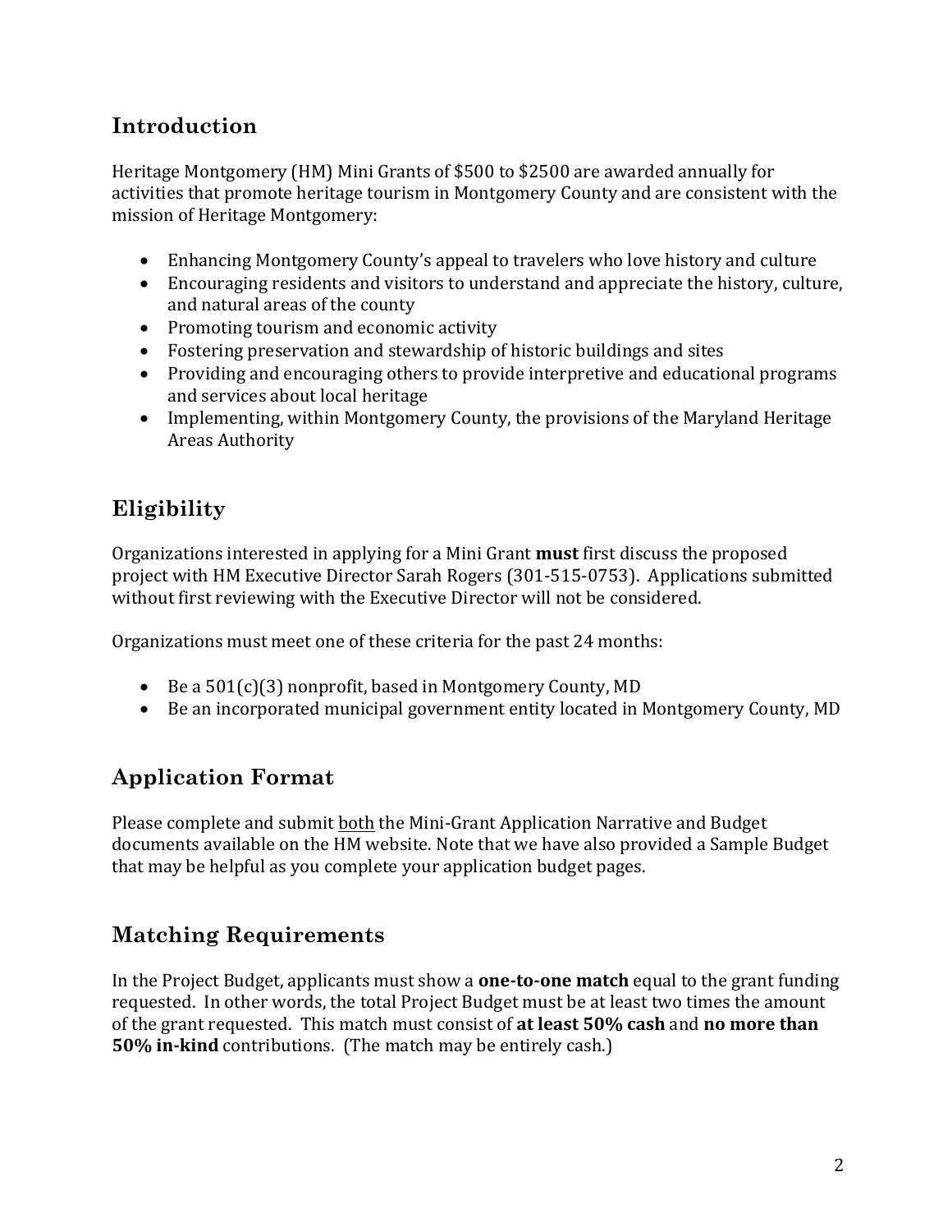## Introduction

Heritage Montgomery (HM) Mini Grants of $500 to $2500 are awarded annually for activities that promote heritage tourism in Montgomery County and are consistent with the mission of Heritage Montgomery:

- Enhancing Montgomery County's appeal to travelers who love history and culture
- Encouraging residents and visitors to understand and appreciate the history, culture, and natural areas of the county
- Promoting tourism and economic activity
- Fostering preservation and stewardship of historic buildings and sites
- Providing and encouraging others to provide interpretive and educational programs and services about local heritage
- Implementing, within Montgomery County, the provisions of the Maryland Heritage Areas Authority

## Eligibility

Organizations interested in applying for a Mini Grant **must** first discuss the proposed project with HM Executive Director Sarah Rogers (301-515-0753). Applications submitted without first reviewing with the Executive Director will not be considered.

Organizations must meet one of these criteria for the past 24 months:

- Be a 501(c)(3) nonprofit, based in Montgomery County, MD
- Be an incorporated municipal government entity located in Montgomery County, MD

## Application Format

Please complete and submit <u>both</u> the Mini-Grant Application Narrative and Budget documents available on the HM website. Note that we have also provided a Sample Budget that may be helpful as you complete your application budget pages.

## Matching Requirements

In the Project Budget, applicants must show a **one-to-one match** equal to the grant funding requested. In other words, the total Project Budget must be at least two times the amount of the grant requested. This match must consist of **at least 50% cash** and **no more than 50% in-kind** contributions. (The match may be entirely cash.)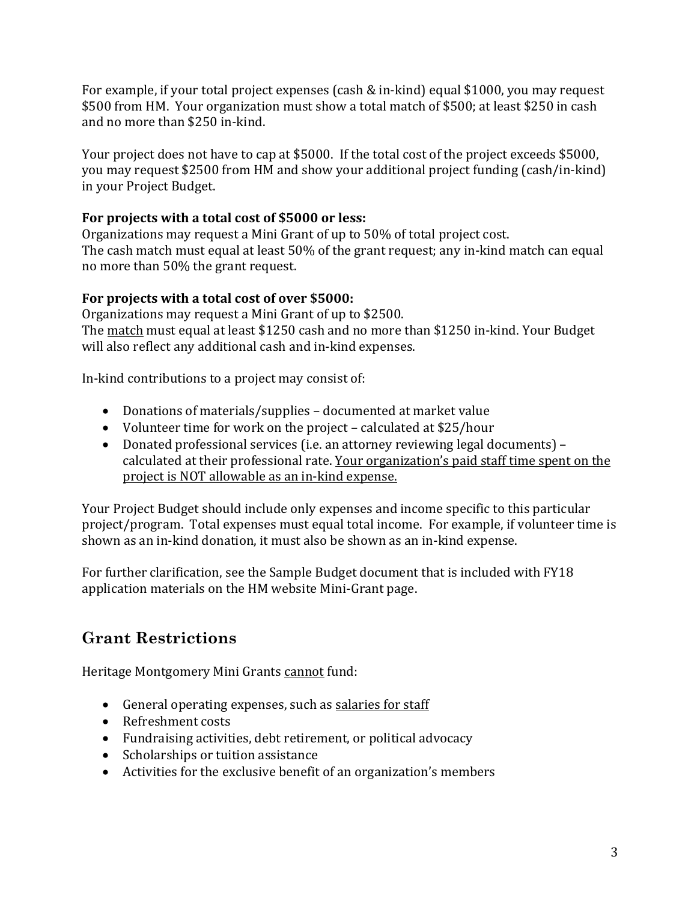For example, if your total project expenses (cash & in-kind) equal $1000, you may request $500 from HM. Your organization must show a total match of $500; at least $250 in cash and no more than $250 in-kind.

Your project does not have to cap at $5000. If the total cost of the project exceeds $5000, you may request $2500 from HM and show your additional project funding (cash/in-kind) in your Project Budget.

**For projects with a total cost of $5000 or less:**
Organizations may request a Mini Grant of up to 50% of total project cost.
The cash match must equal at least 50% of the grant request; any in-kind match can equal no more than 50% the grant request.

**For projects with a total cost of over $5000:**
Organizations may request a Mini Grant of up to $2500.
The match must equal at least $1250 cash and no more than $1250 in-kind. Your Budget will also reflect any additional cash and in-kind expenses.

In-kind contributions to a project may consist of:

- Donations of materials/supplies – documented at market value
- Volunteer time for work on the project – calculated at $25/hour
- Donated professional services (i.e. an attorney reviewing legal documents) – calculated at their professional rate. Your organization's paid staff time spent on the project is NOT allowable as an in-kind expense.

Your Project Budget should include only expenses and income specific to this particular project/program. Total expenses must equal total income. For example, if volunteer time is shown as an in-kind donation, it must also be shown as an in-kind expense.

For further clarification, see the Sample Budget document that is included with FY18 application materials on the HM website Mini-Grant page.

## Grant Restrictions

Heritage Montgomery Mini Grants cannot fund:

- General operating expenses, such as salaries for staff
- Refreshment costs
- Fundraising activities, debt retirement, or political advocacy
- Scholarships or tuition assistance
- Activities for the exclusive benefit of an organization's members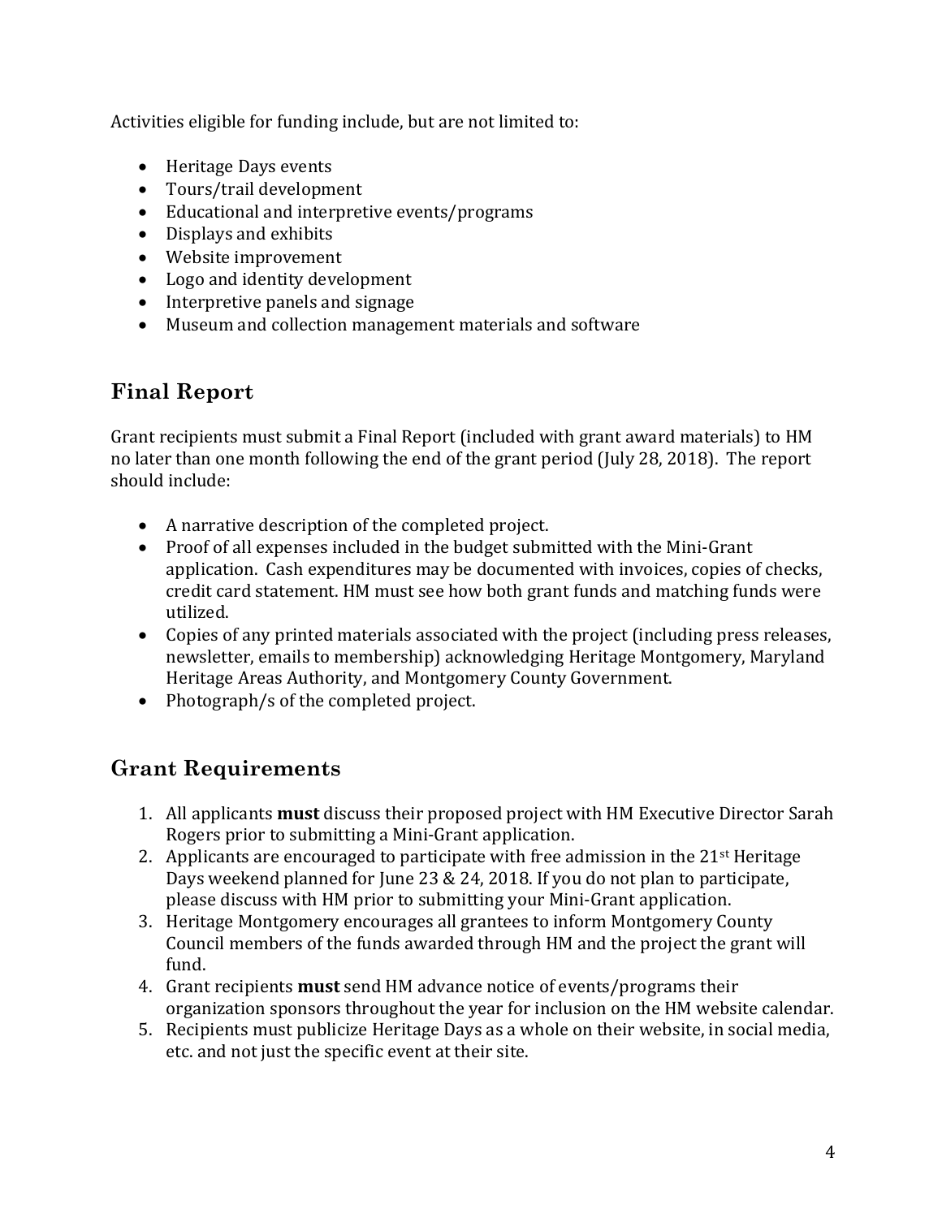Activities eligible for funding include, but are not limited to:

- Heritage Days events
- Tours/trail development
- Educational and interpretive events/programs
- Displays and exhibits
- Website improvement
- Logo and identity development
- Interpretive panels and signage
- Museum and collection management materials and software

## Final Report

Grant recipients must submit a Final Report (included with grant award materials) to HM no later than one month following the end of the grant period (July 28, 2018). The report should include:

- A narrative description of the completed project.
- Proof of all expenses included in the budget submitted with the Mini-Grant application. Cash expenditures may be documented with invoices, copies of checks, credit card statement. HM must see how both grant funds and matching funds were utilized.
- Copies of any printed materials associated with the project (including press releases, newsletter, emails to membership) acknowledging Heritage Montgomery, Maryland Heritage Areas Authority, and Montgomery County Government.
- Photograph/s of the completed project.

## Grant Requirements

1. All applicants **must** discuss their proposed project with HM Executive Director Sarah Rogers prior to submitting a Mini-Grant application.
2. Applicants are encouraged to participate with free admission in the 21st Heritage Days weekend planned for June 23 & 24, 2018. If you do not plan to participate, please discuss with HM prior to submitting your Mini-Grant application.
3. Heritage Montgomery encourages all grantees to inform Montgomery County Council members of the funds awarded through HM and the project the grant will fund.
4. Grant recipients **must** send HM advance notice of events/programs their organization sponsors throughout the year for inclusion on the HM website calendar.
5. Recipients must publicize Heritage Days as a whole on their website, in social media, etc. and not just the specific event at their site.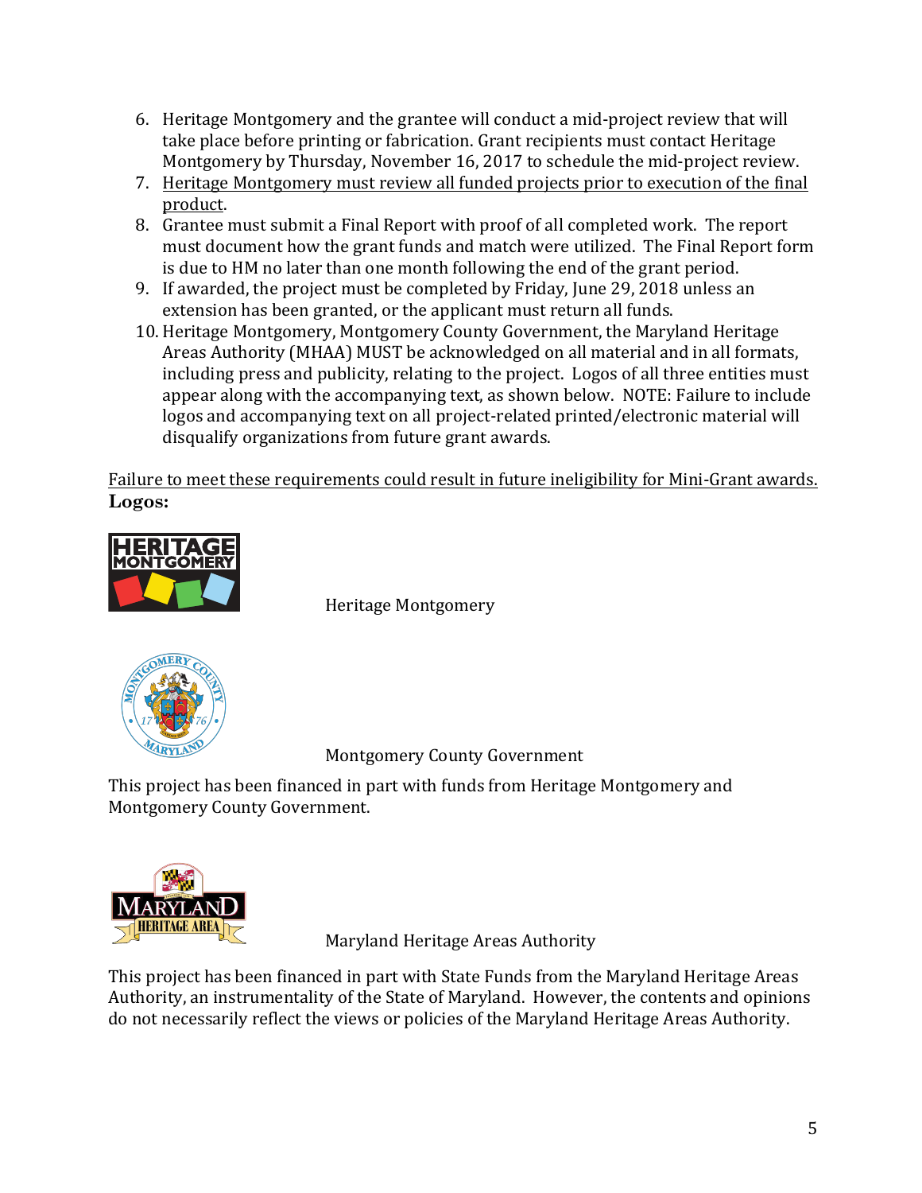6. Heritage Montgomery and the grantee will conduct a mid-project review that will take place before printing or fabrication. Grant recipients must contact Heritage Montgomery by Thursday, November 16, 2017 to schedule the mid-project review.
7. <u>Heritage Montgomery must review all funded projects prior to execution of the final product</u>.
8. Grantee must submit a Final Report with proof of all completed work. The report must document how the grant funds and match were utilized. The Final Report form is due to HM no later than one month following the end of the grant period.
9. If awarded, the project must be completed by Friday, June 29, 2018 unless an extension has been granted, or the applicant must return all funds.
10. Heritage Montgomery, Montgomery County Government, the Maryland Heritage Areas Authority (MHAA) MUST be acknowledged on all material and in all formats, including press and publicity, relating to the project. Logos of all three entities must appear along with the accompanying text, as shown below. NOTE: Failure to include logos and accompanying text on all project-related printed/electronic material will disqualify organizations from future grant awards.

<u>Failure to meet these requirements could result in future ineligibility for Mini-Grant awards.</u>

**Logos:**

Heritage Montgomery

Montgomery County Government

This project has been financed in part with funds from Heritage Montgomery and Montgomery County Government.

Maryland Heritage Areas Authority

This project has been financed in part with State Funds from the Maryland Heritage Areas Authority, an instrumentality of the State of Maryland. However, the contents and opinions do not necessarily reflect the views or policies of the Maryland Heritage Areas Authority.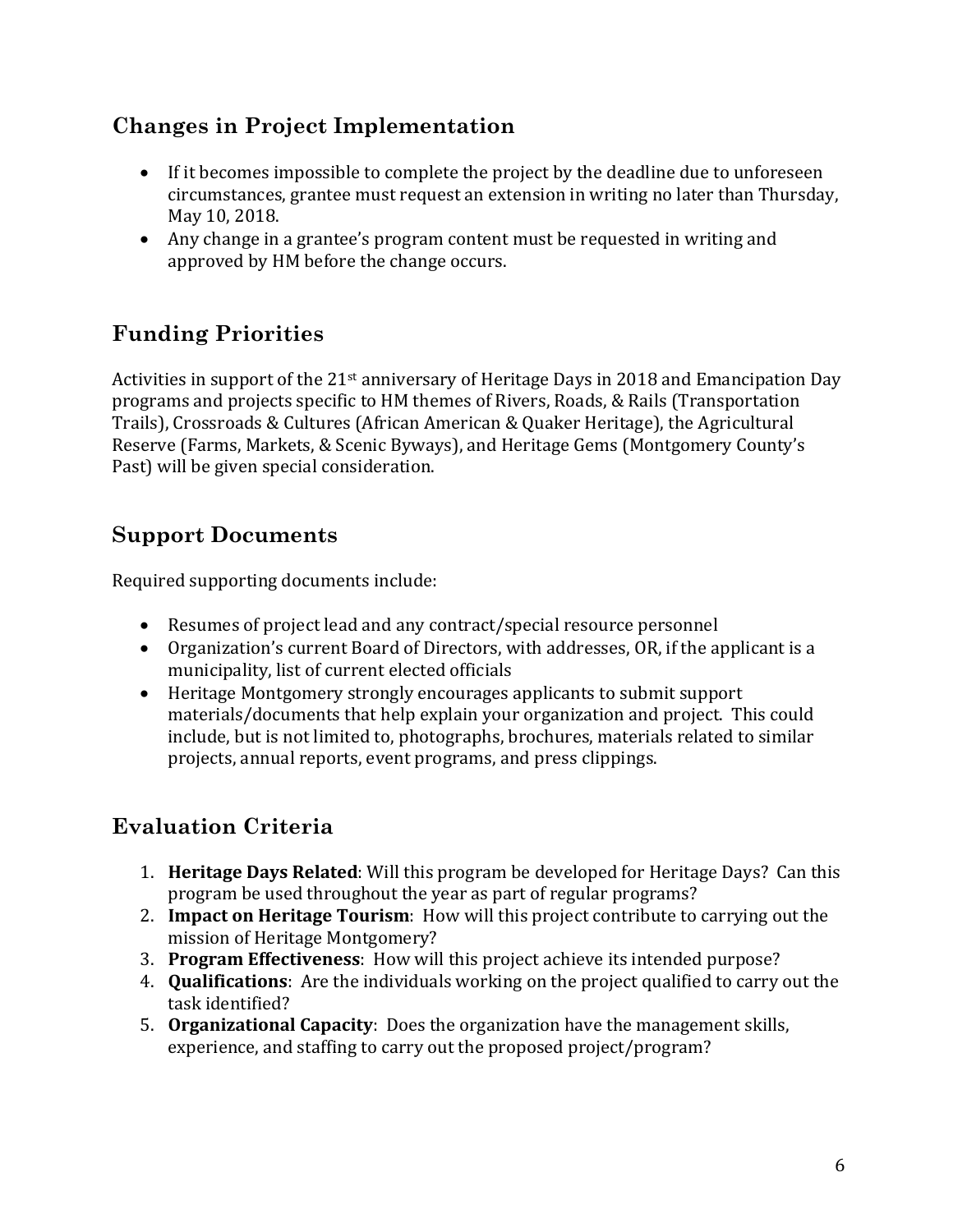## Changes in Project Implementation

- If it becomes impossible to complete the project by the deadline due to unforeseen circumstances, grantee must request an extension in writing no later than Thursday, May 10, 2018.
- Any change in a grantee's program content must be requested in writing and approved by HM before the change occurs.

## Funding Priorities

Activities in support of the 21st anniversary of Heritage Days in 2018 and Emancipation Day programs and projects specific to HM themes of Rivers, Roads, & Rails (Transportation Trails), Crossroads & Cultures (African American & Quaker Heritage), the Agricultural Reserve (Farms, Markets, & Scenic Byways), and Heritage Gems (Montgomery County's Past) will be given special consideration.

## Support Documents

Required supporting documents include:

- Resumes of project lead and any contract/special resource personnel
- Organization's current Board of Directors, with addresses, OR, if the applicant is a municipality, list of current elected officials
- Heritage Montgomery strongly encourages applicants to submit support materials/documents that help explain your organization and project. This could include, but is not limited to, photographs, brochures, materials related to similar projects, annual reports, event programs, and press clippings.

## Evaluation Criteria

1. **Heritage Days Related**: Will this program be developed for Heritage Days? Can this program be used throughout the year as part of regular programs?
2. **Impact on Heritage Tourism**: How will this project contribute to carrying out the mission of Heritage Montgomery?
3. **Program Effectiveness**: How will this project achieve its intended purpose?
4. **Qualifications**: Are the individuals working on the project qualified to carry out the task identified?
5. **Organizational Capacity**: Does the organization have the management skills, experience, and staffing to carry out the proposed project/program?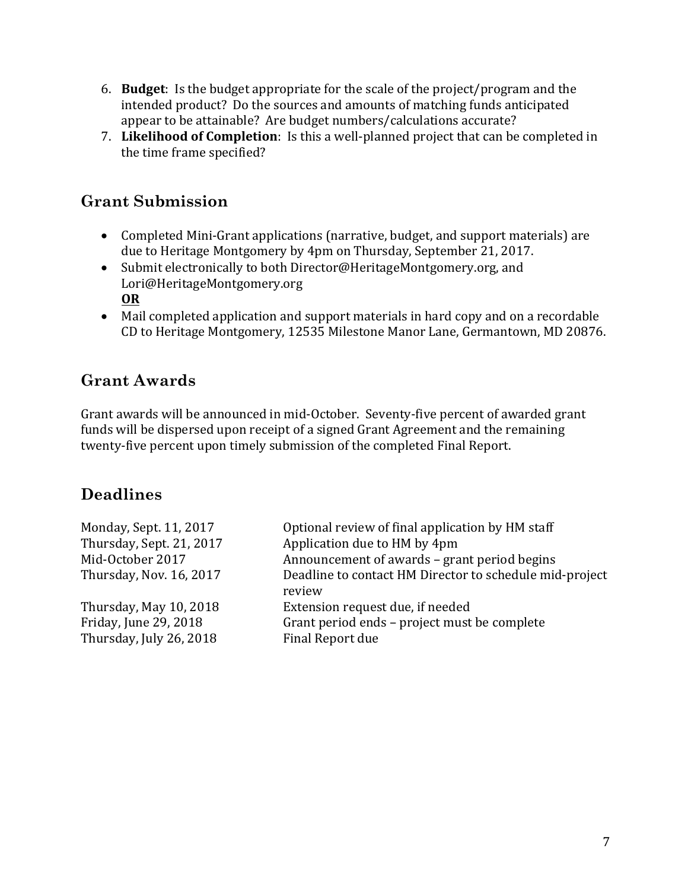6. **Budget**: Is the budget appropriate for the scale of the project/program and the intended product? Do the sources and amounts of matching funds anticipated appear to be attainable? Are budget numbers/calculations accurate?
7. **Likelihood of Completion**: Is this a well-planned project that can be completed in the time frame specified?

## Grant Submission

- Completed Mini-Grant applications (narrative, budget, and support materials) are due to Heritage Montgomery by 4pm on Thursday, September 21, 2017.
- Submit electronically to both Director@HeritageMontgomery.org, and Lori@HeritageMontgomery.org
  **<u>OR</u>**
- Mail completed application and support materials in hard copy and on a recordable CD to Heritage Montgomery, 12535 Milestone Manor Lane, Germantown, MD 20876.

## Grant Awards

Grant awards will be announced in mid-October. Seventy-five percent of awarded grant funds will be dispersed upon receipt of a signed Grant Agreement and the remaining twenty-five percent upon timely submission of the completed Final Report.

## Deadlines

| | |
|---|---|
| Monday, Sept. 11, 2017 | Optional review of final application by HM staff |
| Thursday, Sept. 21, 2017 | Application due to HM by 4pm |
| Mid-October 2017 | Announcement of awards – grant period begins |
| Thursday, Nov. 16, 2017 | Deadline to contact HM Director to schedule mid-project review |
| Thursday, May 10, 2018 | Extension request due, if needed |
| Friday, June 29, 2018 | Grant period ends – project must be complete |
| Thursday, July 26, 2018 | Final Report due |